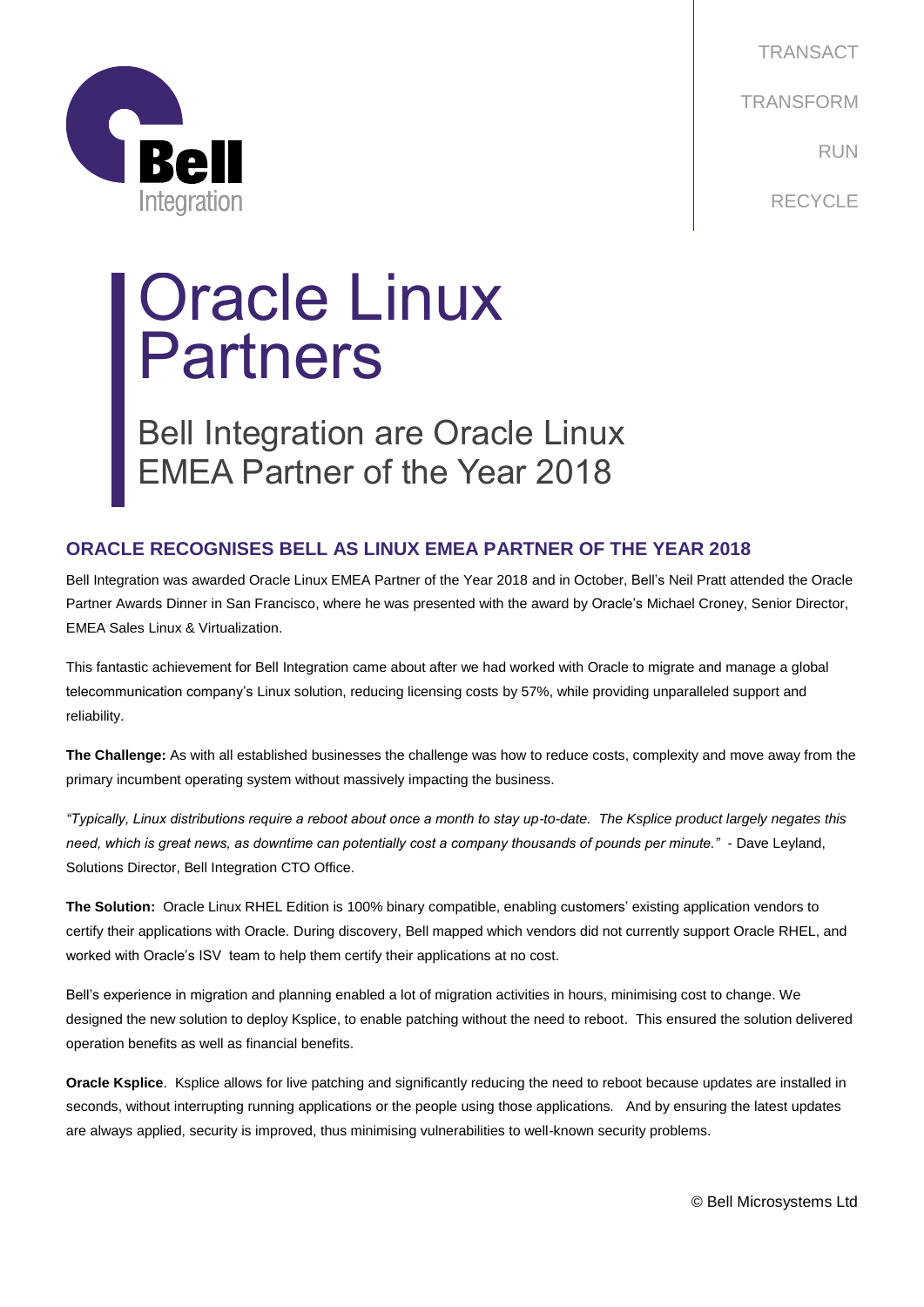TRANSACT

TRANSFORM

RUN

RECYCLE

# Oracle Linux Partners

## Bell Integration are Oracle Linux EMEA Partner of the Year 2018

### ORACLE RECOGNISES BELL AS LINUX EMEA PARTNER OF THE YEAR 2018

Bell Integration was awarded Oracle Linux EMEA Partner of the Year 2018 and in October, Bell's Neil Pratt attended the Oracle Partner Awards Dinner in San Francisco, where he was presented with the award by Oracle's Michael Croney, Senior Director, EMEA Sales Linux & Virtualization.

This fantastic achievement for Bell Integration came about after we had worked with Oracle to migrate and manage a global telecommunication company's Linux solution, reducing licensing costs by 57%, while providing unparalleled support and reliability.

**The Challenge:** As with all established businesses the challenge was how to reduce costs, complexity and move away from the primary incumbent operating system without massively impacting the business.

*"Typically, Linux distributions require a reboot about once a month to stay up-to-date. The Ksplice product largely negates this need, which is great news, as downtime can potentially cost a company thousands of pounds per minute."* - Dave Leyland, Solutions Director, Bell Integration CTO Office.

**The Solution:** Oracle Linux RHEL Edition is 100% binary compatible, enabling customers' existing application vendors to certify their applications with Oracle. During discovery, Bell mapped which vendors did not currently support Oracle RHEL, and worked with Oracle's ISV team to help them certify their applications at no cost.

Bell's experience in migration and planning enabled a lot of migration activities in hours, minimising cost to change. We designed the new solution to deploy Ksplice, to enable patching without the need to reboot. This ensured the solution delivered operation benefits as well as financial benefits.

**Oracle Ksplice**. Ksplice allows for live patching and significantly reducing the need to reboot because updates are installed in seconds, without interrupting running applications or the people using those applications. And by ensuring the latest updates are always applied, security is improved, thus minimising vulnerabilities to well-known security problems.

© Bell Microsystems Ltd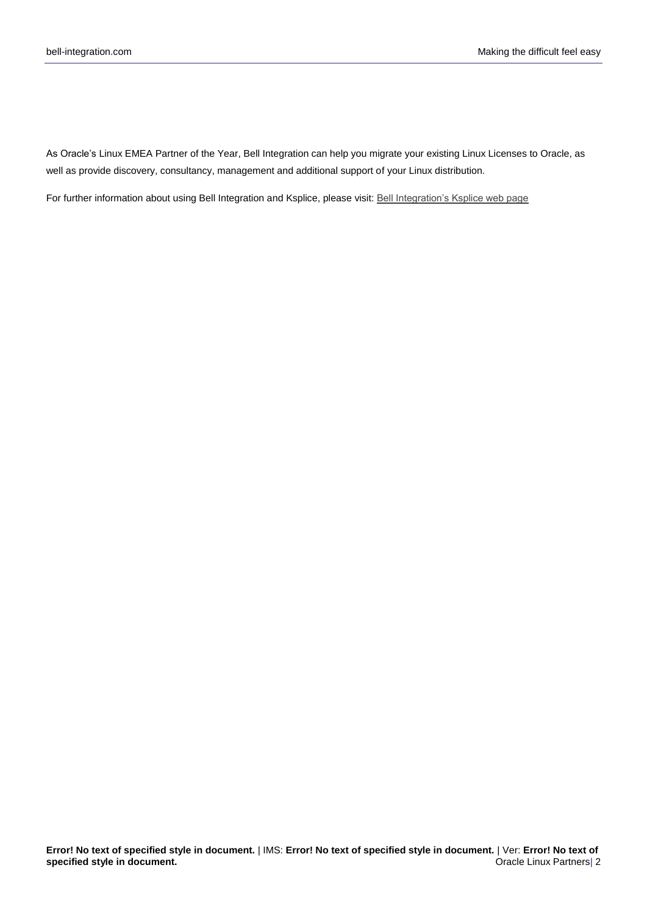As Oracle's Linux EMEA Partner of the Year, Bell Integration can help you migrate your existing Linux Licenses to Oracle, as well as provide discovery, consultancy, management and additional support of your Linux distribution.

For further information about using Bell Integration and Ksplice, please visit: Bell Integration's Ksplice web page